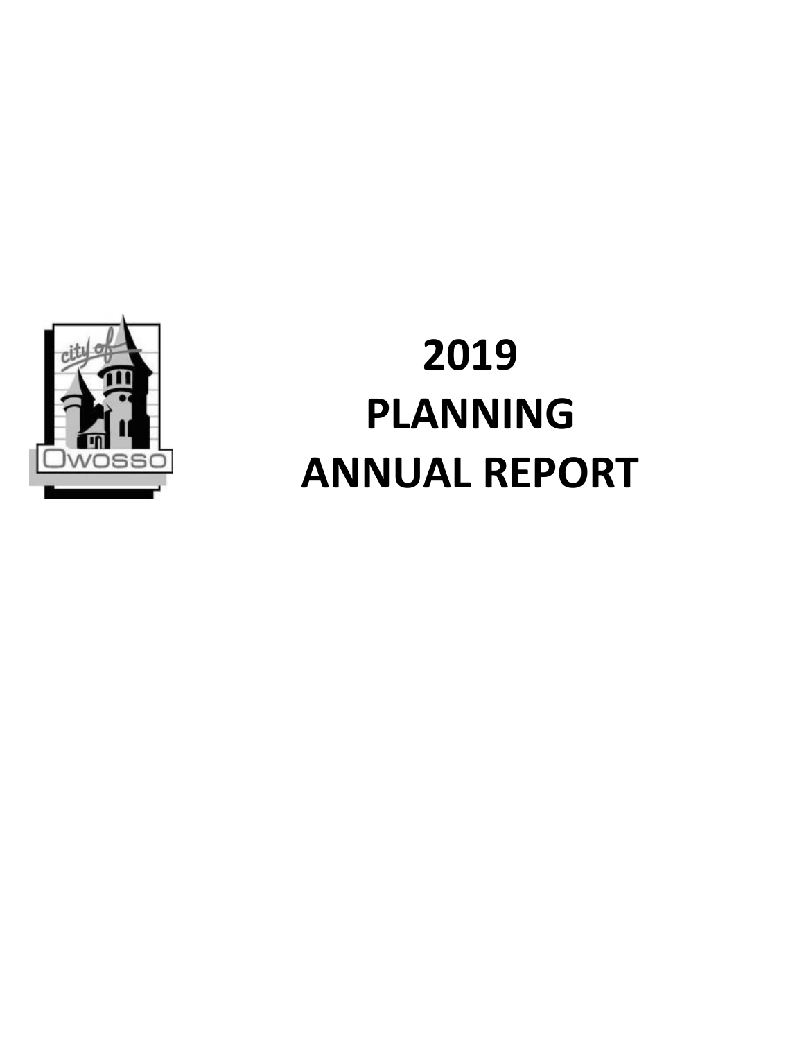# 2019
# PLANNING
# ANNUAL REPORT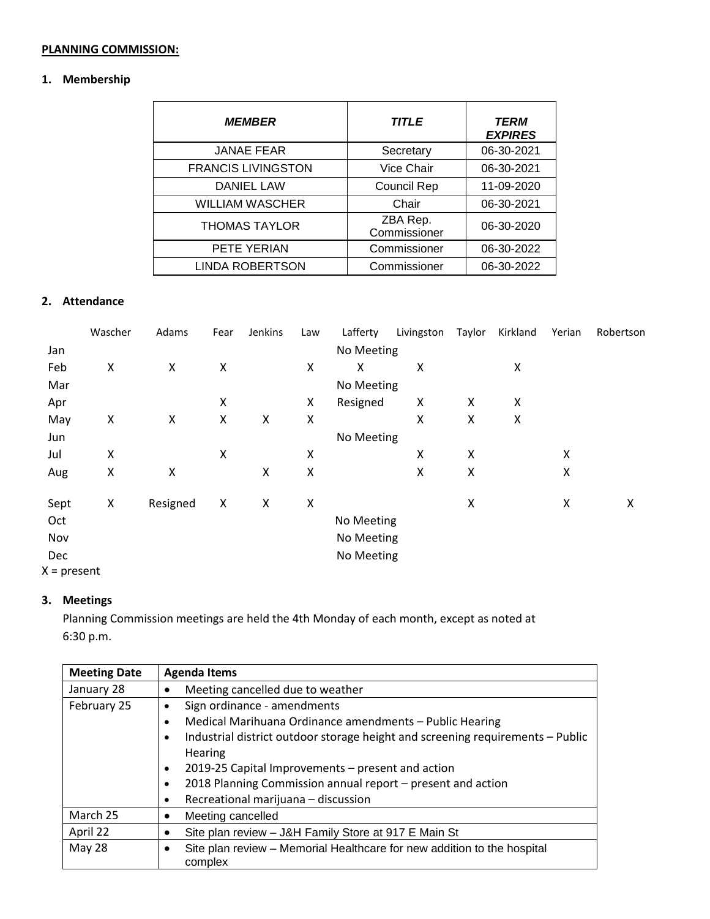**PLANNING COMMISSION:**

**1. Membership**

| *MEMBER* | *TITLE* | *TERM EXPIRES* |
|---|---|---|
| JANAE FEAR | Secretary | 06-30-2021 |
| FRANCIS LIVINGSTON | Vice Chair | 06-30-2021 |
| DANIEL LAW | Council Rep | 11-09-2020 |
| WILLIAM WASCHER | Chair | 06-30-2021 |
| THOMAS TAYLOR | ZBA Rep. Commissioner | 06-30-2020 |
| PETE YERIAN | Commissioner | 06-30-2022 |
| LINDA ROBERTSON | Commissioner | 06-30-2022 |

**2. Attendance**

| | Wascher | Adams | Fear | Jenkins | Law | Lafferty | Livingston | Taylor | Kirkland | Yerian | Robertson |
|---|---|---|---|---|---|---|---|---|---|---|---|
| Jan | | | | | | No Meeting | | | | | |
| Feb | X | X | X | | X | X | X | | X | | |
| Mar | | | | | | No Meeting | | | | | |
| Apr | | | X | | X | Resigned | X | X | X | | |
| May | X | X | X | X | X | | X | X | X | | |
| Jun | | | | | | No Meeting | | | | | |
| Jul | X | | X | | X | | X | X | | X | |
| Aug | X | X | | X | X | | X | X | | X | |
| Sept | X | Resigned | X | X | X | | | X | | X | X |
| Oct | | | | | | No Meeting | | | | | |
| Nov | | | | | | No Meeting | | | | | |
| Dec | | | | | | No Meeting | | | | | |

X = present

**3. Meetings**

Planning Commission meetings are held the 4th Monday of each month, except as noted at 6:30 p.m.

| Meeting Date | Agenda Items |
|---|---|
| January 28 | • Meeting cancelled due to weather |
| February 25 | • Sign ordinance - amendments<br>• Medical Marihuana Ordinance amendments – Public Hearing<br>• Industrial district outdoor storage height and screening requirements – Public Hearing<br>• 2019-25 Capital Improvements – present and action<br>• 2018 Planning Commission annual report – present and action<br>• Recreational marijuana – discussion |
| March 25 | • Meeting cancelled |
| April 22 | • Site plan review – J&H Family Store at 917 E Main St |
| May 28 | • Site plan review – Memorial Healthcare for new addition to the hospital complex |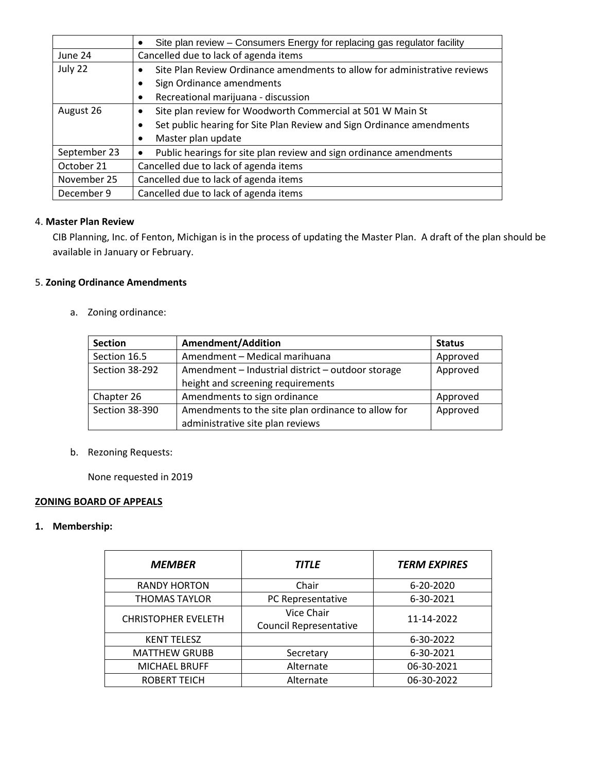| | |
|---|---|
| | • Site plan review – Consumers Energy for replacing gas regulator facility |
| June 24 | Cancelled due to lack of agenda items |
| July 22 | • Site Plan Review Ordinance amendments to allow for administrative reviews<br>• Sign Ordinance amendments<br>• Recreational marijuana - discussion |
| August 26 | • Site plan review for Woodworth Commercial at 501 W Main St<br>• Set public hearing for Site Plan Review and Sign Ordinance amendments<br>• Master plan update |
| September 23 | • Public hearings for site plan review and sign ordinance amendments |
| October 21 | Cancelled due to lack of agenda items |
| November 25 | Cancelled due to lack of agenda items |
| December 9 | Cancelled due to lack of agenda items |

4. **Master Plan Review**

CIB Planning, Inc. of Fenton, Michigan is in the process of updating the Master Plan. A draft of the plan should be available in January or February.

5. **Zoning Ordinance Amendments**

a. Zoning ordinance:

| Section | Amendment/Addition | Status |
|---|---|---|
| Section 16.5 | Amendment – Medical marihuana | Approved |
| Section 38-292 | Amendment – Industrial district – outdoor storage height and screening requirements | Approved |
| Chapter 26 | Amendments to sign ordinance | Approved |
| Section 38-390 | Amendments to the site plan ordinance to allow for administrative site plan reviews | Approved |

b. Rezoning Requests:

None requested in 2019

## ZONING BOARD OF APPEALS

**1. Membership:**

| *MEMBER* | *TITLE* | *TERM EXPIRES* |
|---|---|---|
| RANDY HORTON | Chair | 6-20-2020 |
| THOMAS TAYLOR | PC Representative | 6-30-2021 |
| CHRISTOPHER EVELETH | Vice Chair<br>Council Representative | 11-14-2022 |
| KENT TELESZ | | 6-30-2022 |
| MATTHEW GRUBB | Secretary | 6-30-2021 |
| MICHAEL BRUFF | Alternate | 06-30-2021 |
| ROBERT TEICH | Alternate | 06-30-2022 |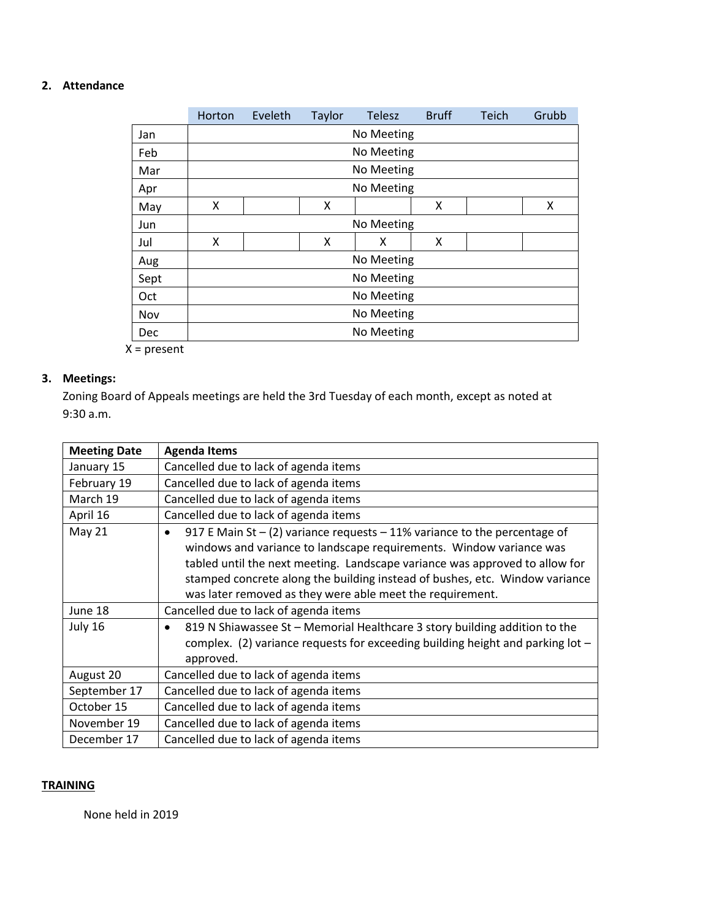## 2. Attendance

| | Horton | Eveleth | Taylor | Telesz | Bruff | Teich | Grubb |
|---|---|---|---|---|---|---|---|
| Jan | No Meeting | | | | | | |
| Feb | No Meeting | | | | | | |
| Mar | No Meeting | | | | | | |
| Apr | No Meeting | | | | | | |
| May | X | | X | | X | | X |
| Jun | No Meeting | | | | | | |
| Jul | X | | X | X | X | | |
| Aug | No Meeting | | | | | | |
| Sept | No Meeting | | | | | | |
| Oct | No Meeting | | | | | | |
| Nov | No Meeting | | | | | | |
| Dec | No Meeting | | | | | | |

X = present

## 3. Meetings:

Zoning Board of Appeals meetings are held the 3rd Tuesday of each month, except as noted at 9:30 a.m.

| Meeting Date | Agenda Items |
|---|---|
| January 15 | Cancelled due to lack of agenda items |
| February 19 | Cancelled due to lack of agenda items |
| March 19 | Cancelled due to lack of agenda items |
| April 16 | Cancelled due to lack of agenda items |
| May 21 | • 917 E Main St – (2) variance requests – 11% variance to the percentage of windows and variance to landscape requirements. Window variance was tabled until the next meeting. Landscape variance was approved to allow for stamped concrete along the building instead of bushes, etc. Window variance was later removed as they were able meet the requirement. |
| June 18 | Cancelled due to lack of agenda items |
| July 16 | • 819 N Shiawassee St – Memorial Healthcare 3 story building addition to the complex. (2) variance requests for exceeding building height and parking lot – approved. |
| August 20 | Cancelled due to lack of agenda items |
| September 17 | Cancelled due to lack of agenda items |
| October 15 | Cancelled due to lack of agenda items |
| November 19 | Cancelled due to lack of agenda items |
| December 17 | Cancelled due to lack of agenda items |

**TRAINING**

None held in 2019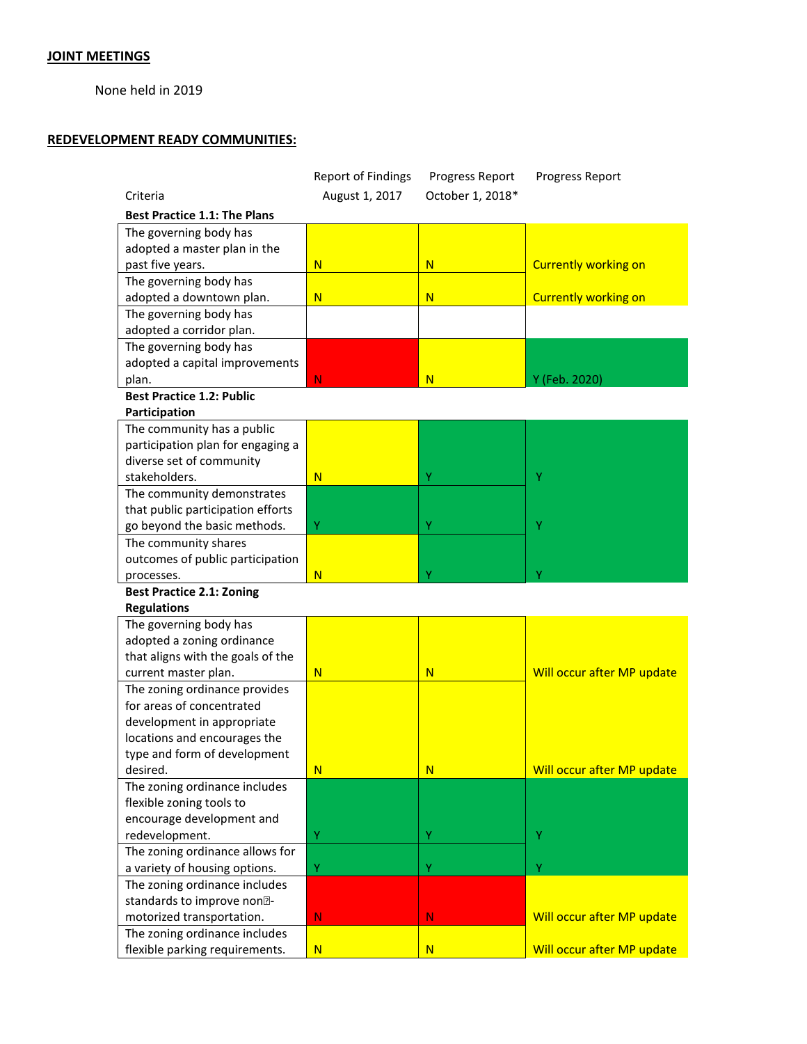**JOINT MEETINGS**

None held in 2019

**REDEVELOPMENT READY COMMUNITIES:**

| Criteria | Report of Findings August 1, 2017 | Progress Report October 1, 2018* | Progress Report |
|---|---|---|---|
| **Best Practice 1.1: The Plans** | | | |
| The governing body has adopted a master plan in the past five years. | N | N | Currently working on |
| The governing body has adopted a downtown plan. | N | N | Currently working on |
| The governing body has adopted a corridor plan. | | | |
| The governing body has adopted a capital improvements plan. | N | N | Y (Feb. 2020) |
| **Best Practice 1.2: Public Participation** | | | |
| The community has a public participation plan for engaging a diverse set of community stakeholders. | N | Y | Y |
| The community demonstrates that public participation efforts go beyond the basic methods. | Y | Y | Y |
| The community shares outcomes of public participation processes. | N | Y | Y |
| **Best Practice 2.1: Zoning Regulations** | | | |
| The governing body has adopted a zoning ordinance that aligns with the goals of the current master plan. | N | N | Will occur after MP update |
| The zoning ordinance provides for areas of concentrated development in appropriate locations and encourages the type and form of development desired. | N | N | Will occur after MP update |
| The zoning ordinance includes flexible zoning tools to encourage development and redevelopment. | Y | Y | Y |
| The zoning ordinance allows for a variety of housing options. | Y | Y | Y |
| The zoning ordinance includes standards to improve non-motorized transportation. | N | N | Will occur after MP update |
| The zoning ordinance includes flexible parking requirements. | N | N | Will occur after MP update |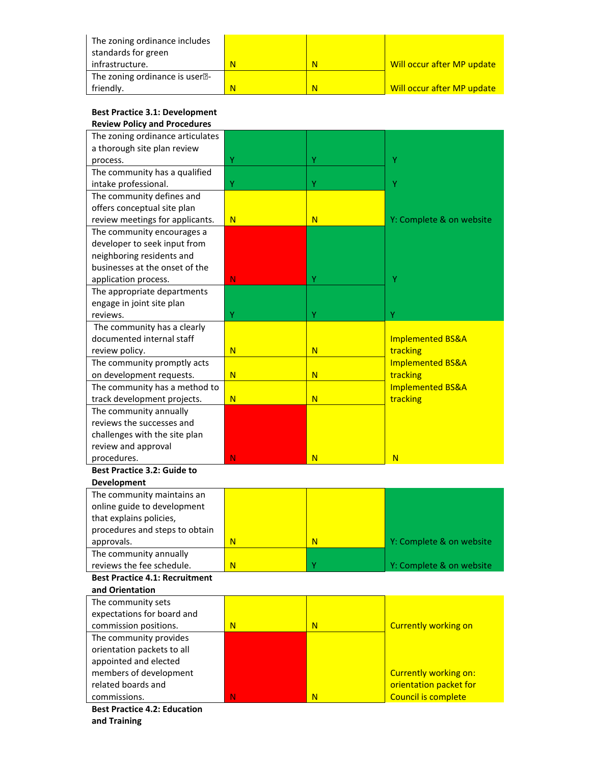| | | | |
|---|---|---|---|
| The zoning ordinance includes standards for green infrastructure. | N | N | Will occur after MP update |
| The zoning ordinance is user-friendly. | N | N | Will occur after MP update |

**Best Practice 3.1: Development Review Policy and Procedures**

| | | | |
|---|---|---|---|
| The zoning ordinance articulates a thorough site plan review process. | Y | Y | Y |
| The community has a qualified intake professional. | Y | Y | Y |
| The community defines and offers conceptual site plan review meetings for applicants. | N | N | Y: Complete & on website |
| The community encourages a developer to seek input from neighboring residents and businesses at the onset of the application process. | N | Y | Y |
| The appropriate departments engage in joint site plan reviews. | Y | Y | Y |
| The community has a clearly documented internal staff review policy. | N | N | Implemented BS&A tracking |
| The community promptly acts on development requests. | N | N | Implemented BS&A tracking |
| The community has a method to track development projects. | N | N | Implemented BS&A tracking |
| The community annually reviews the successes and challenges with the site plan review and approval procedures. | N | N | N |

**Best Practice 3.2: Guide to Development**

| | | | |
|---|---|---|---|
| The community maintains an online guide to development that explains policies, procedures and steps to obtain approvals. | N | N | Y: Complete & on website |
| The community annually reviews the fee schedule. | N | Y | Y: Complete & on website |

**Best Practice 4.1: Recruitment and Orientation**

| | | | |
|---|---|---|---|
| The community sets expectations for board and commission positions. | N | N | Currently working on |
| The community provides orientation packets to all appointed and elected members of development related boards and commissions. | N | N | Currently working on: orientation packet for Council is complete |

**Best Practice 4.2: Education and Training**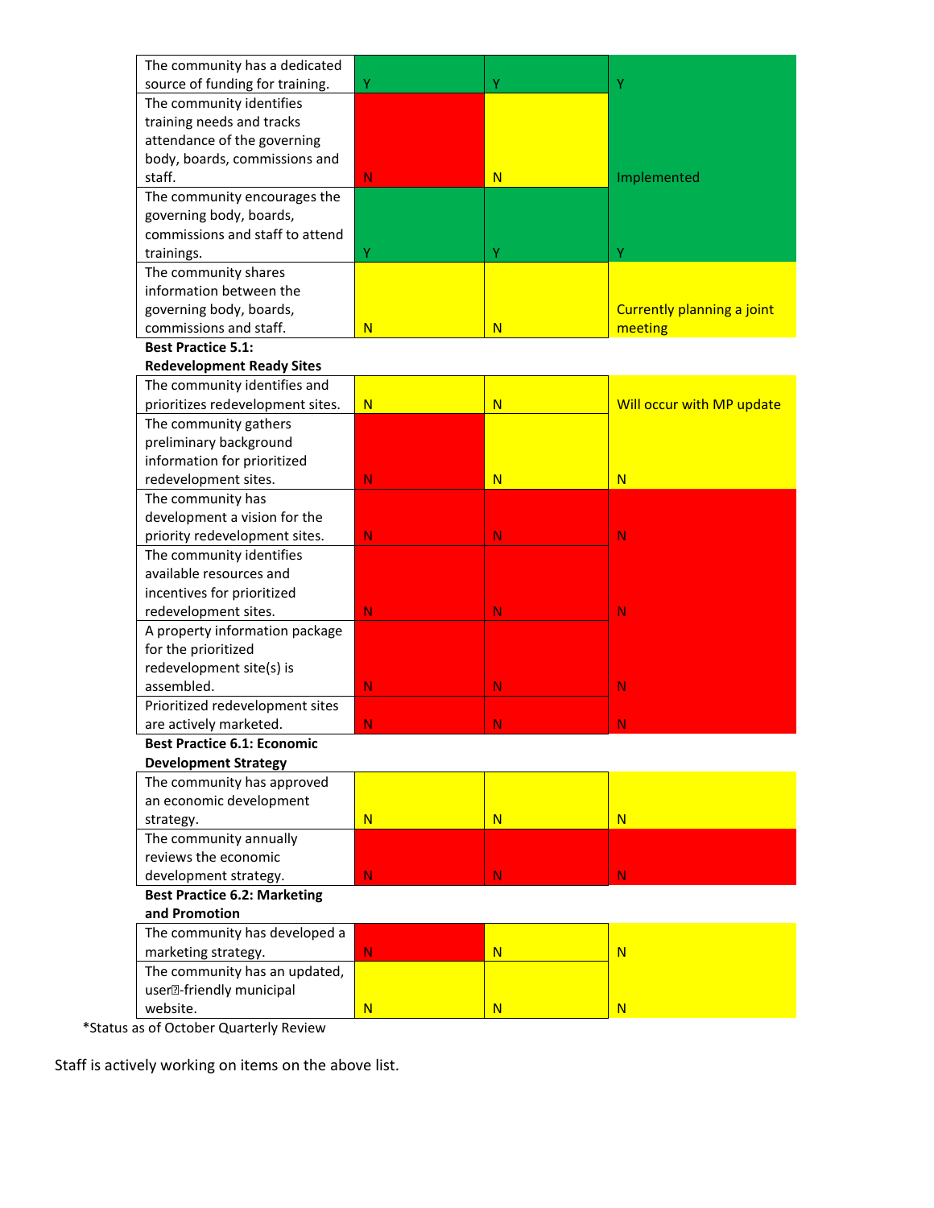| | | | |
|---|---|---|---|
| The community has a dedicated source of funding for training. | Y | Y | Y |
| The community identifies training needs and tracks attendance of the governing body, boards, commissions and staff. | N | N | Implemented |
| The community encourages the governing body, boards, commissions and staff to attend trainings. | Y | Y | Y |
| The community shares information between the governing body, boards, commissions and staff. | N | N | Currently planning a joint meeting |
| **Best Practice 5.1: Redevelopment Ready Sites** | | | |
| The community identifies and prioritizes redevelopment sites. | N | N | Will occur with MP update |
| The community gathers preliminary background information for prioritized redevelopment sites. | N | N | N |
| The community has development a vision for the priority redevelopment sites. | N | N | N |
| The community identifies available resources and incentives for prioritized redevelopment sites. | N | N | N |
| A property information package for the prioritized redevelopment site(s) is assembled. | N | N | N |
| Prioritized redevelopment sites are actively marketed. | N | N | N |
| **Best Practice 6.1: Economic Development Strategy** | | | |
| The community has approved an economic development strategy. | N | N | N |
| The community annually reviews the economic development strategy. | N | N | N |
| **Best Practice 6.2: Marketing and Promotion** | | | |
| The community has developed a marketing strategy. | N | N | N |
| The community has an updated, user-friendly municipal website. | N | N | N |

*Status as of October Quarterly Review

Staff is actively working on items on the above list.